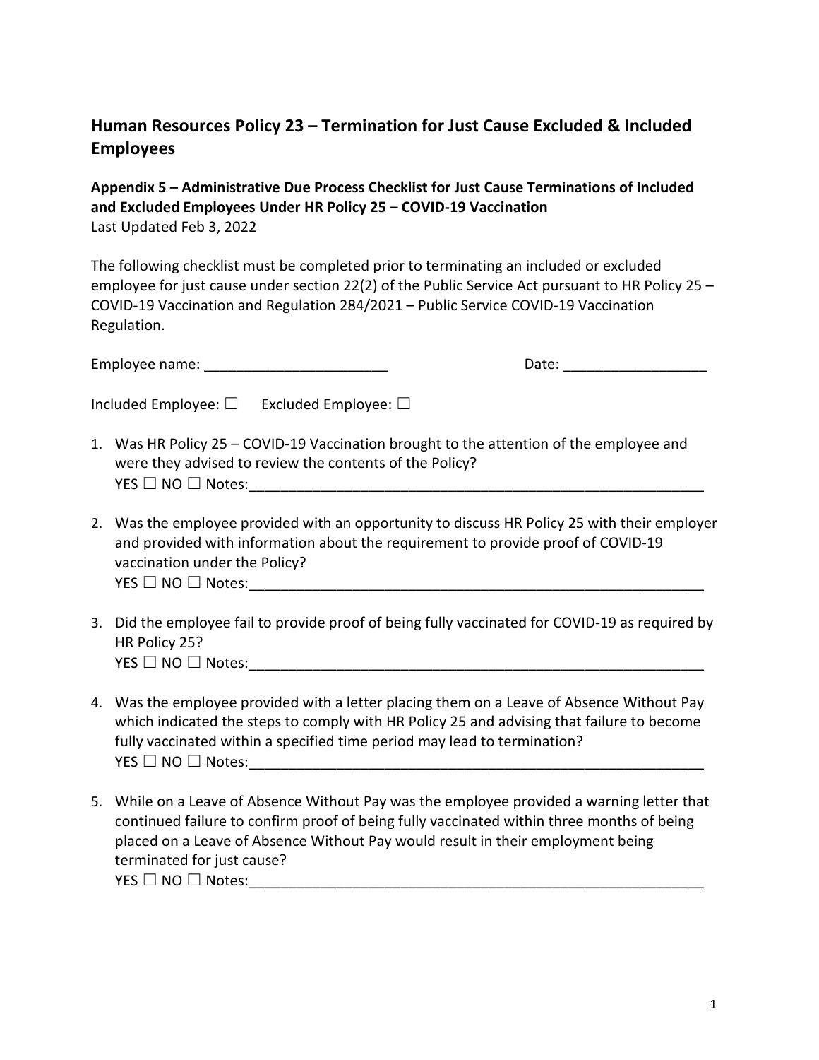## Human Resources Policy 23 – Termination for Just Cause Excluded & Included Employees

**Appendix 5 – Administrative Due Process Checklist for Just Cause Terminations of Included and Excluded Employees Under HR Policy 25 – COVID-19 Vaccination**
Last Updated Feb 3, 2022

The following checklist must be completed prior to terminating an included or excluded employee for just cause under section 22(2) of the Public Service Act pursuant to HR Policy 25 – COVID-19 Vaccination and Regulation 284/2021 – Public Service COVID-19 Vaccination Regulation.

Employee name: _______________________ Date: __________________

Included Employee: ☐ Excluded Employee: ☐

1. Was HR Policy 25 – COVID-19 Vaccination brought to the attention of the employee and were they advised to review the contents of the Policy?
   YES ☐ NO ☐ Notes:___________________________________________________________

2. Was the employee provided with an opportunity to discuss HR Policy 25 with their employer and provided with information about the requirement to provide proof of COVID-19 vaccination under the Policy?
   YES ☐ NO ☐ Notes:___________________________________________________________

3. Did the employee fail to provide proof of being fully vaccinated for COVID-19 as required by HR Policy 25?
   YES ☐ NO ☐ Notes:___________________________________________________________

4. Was the employee provided with a letter placing them on a Leave of Absence Without Pay which indicated the steps to comply with HR Policy 25 and advising that failure to become fully vaccinated within a specified time period may lead to termination?
   YES ☐ NO ☐ Notes:___________________________________________________________

5. While on a Leave of Absence Without Pay was the employee provided a warning letter that continued failure to confirm proof of being fully vaccinated within three months of being placed on a Leave of Absence Without Pay would result in their employment being terminated for just cause?
   YES ☐ NO ☐ Notes:___________________________________________________________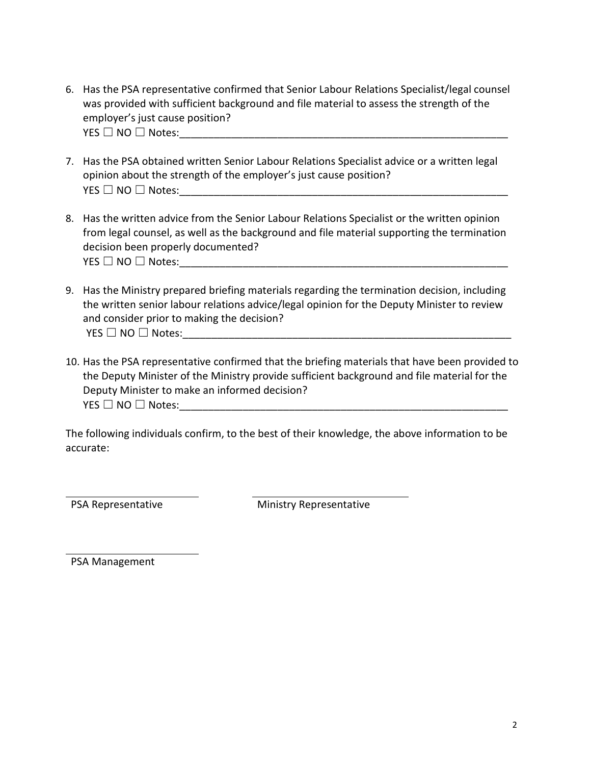6. Has the PSA representative confirmed that Senior Labour Relations Specialist/legal counsel was provided with sufficient background and file material to assess the strength of the employer's just cause position?
   YES ☐ NO ☐ Notes:___________________________________________________________

7. Has the PSA obtained written Senior Labour Relations Specialist advice or a written legal opinion about the strength of the employer's just cause position?
   YES ☐ NO ☐ Notes:___________________________________________________________

8. Has the written advice from the Senior Labour Relations Specialist or the written opinion from legal counsel, as well as the background and file material supporting the termination decision been properly documented?
   YES ☐ NO ☐ Notes:___________________________________________________________

9. Has the Ministry prepared briefing materials regarding the termination decision, including the written senior labour relations advice/legal opinion for the Deputy Minister to review and consider prior to making the decision?
   YES ☐ NO ☐ Notes:___________________________________________________________

10. Has the PSA representative confirmed that the briefing materials that have been provided to the Deputy Minister of the Ministry provide sufficient background and file material for the Deputy Minister to make an informed decision?
    YES ☐ NO ☐ Notes:___________________________________________________________

The following individuals confirm, to the best of their knowledge, the above information to be accurate:

________________________
PSA Representative

________________________
Ministry Representative

________________________
PSA Management